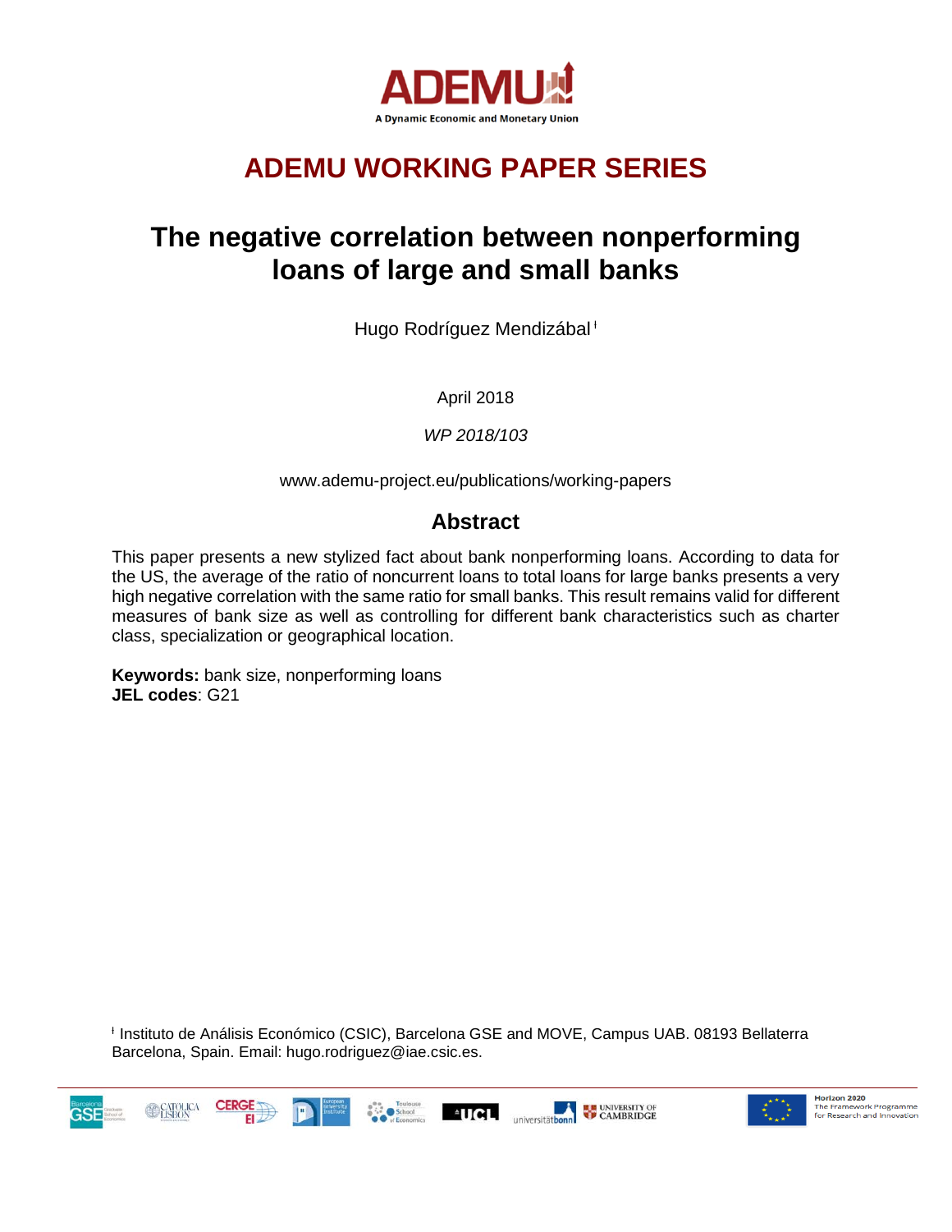ADEMU

A Dynamic Economic and Monetary Union

## ADEMU WORKING PAPER SERIES

# The negative correlation between nonperforming loans of large and small banks

Hugo Rodríguez Mendizábal[ł]

April 2018

*WP 2018/103*

www.ademu-project.eu/publications/working-papers

## Abstract

This paper presents a new stylized fact about bank nonperforming loans. According to data for the US, the average of the ratio of noncurrent loans to total loans for large banks presents a very high negative correlation with the same ratio for small banks. This result remains valid for different measures of bank size as well as controlling for different bank characteristics such as charter class, specialization or geographical location.

**Keywords:** bank size, nonperforming loans
**JEL codes**: G21

[ł] Instituto de Análisis Económico (CSIC), Barcelona GSE and MOVE, Campus UAB. 08193 Bellaterra Barcelona, Spain. Email: hugo.rodriguez@iae.csic.es.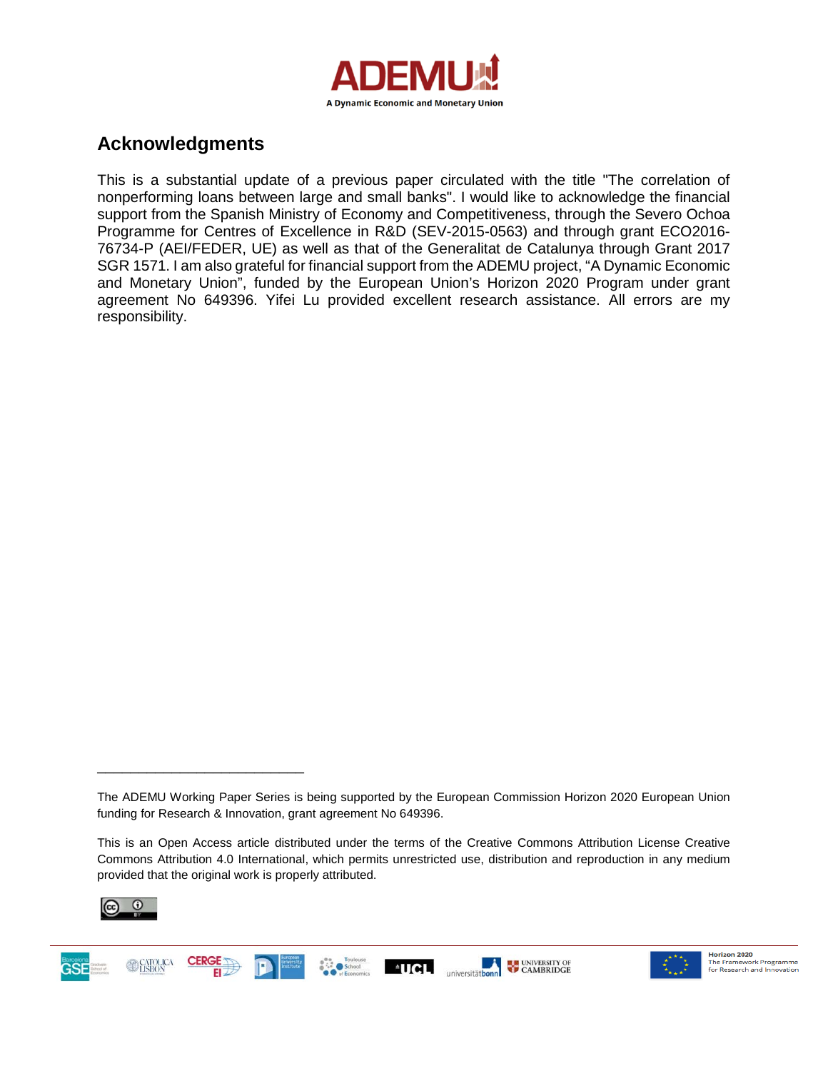## Acknowledgments

This is a substantial update of a previous paper circulated with the title "The correlation of nonperforming loans between large and small banks". I would like to acknowledge the financial support from the Spanish Ministry of Economy and Competitiveness, through the Severo Ochoa Programme for Centres of Excellence in R&D (SEV-2015-0563) and through grant ECO2016-76734-P (AEI/FEDER, UE) as well as that of the Generalitat de Catalunya through Grant 2017 SGR 1571. I am also grateful for financial support from the ADEMU project, “A Dynamic Economic and Monetary Union”, funded by the European Union’s Horizon 2020 Program under grant agreement No 649396. Yifei Lu provided excellent research assistance. All errors are my responsibility.

---

The ADEMU Working Paper Series is being supported by the European Commission Horizon 2020 European Union funding for Research & Innovation, grant agreement No 649396.

This is an Open Access article distributed under the terms of the Creative Commons Attribution License Creative Commons Attribution 4.0 International, which permits unrestricted use, distribution and reproduction in any medium provided that the original work is properly attributed.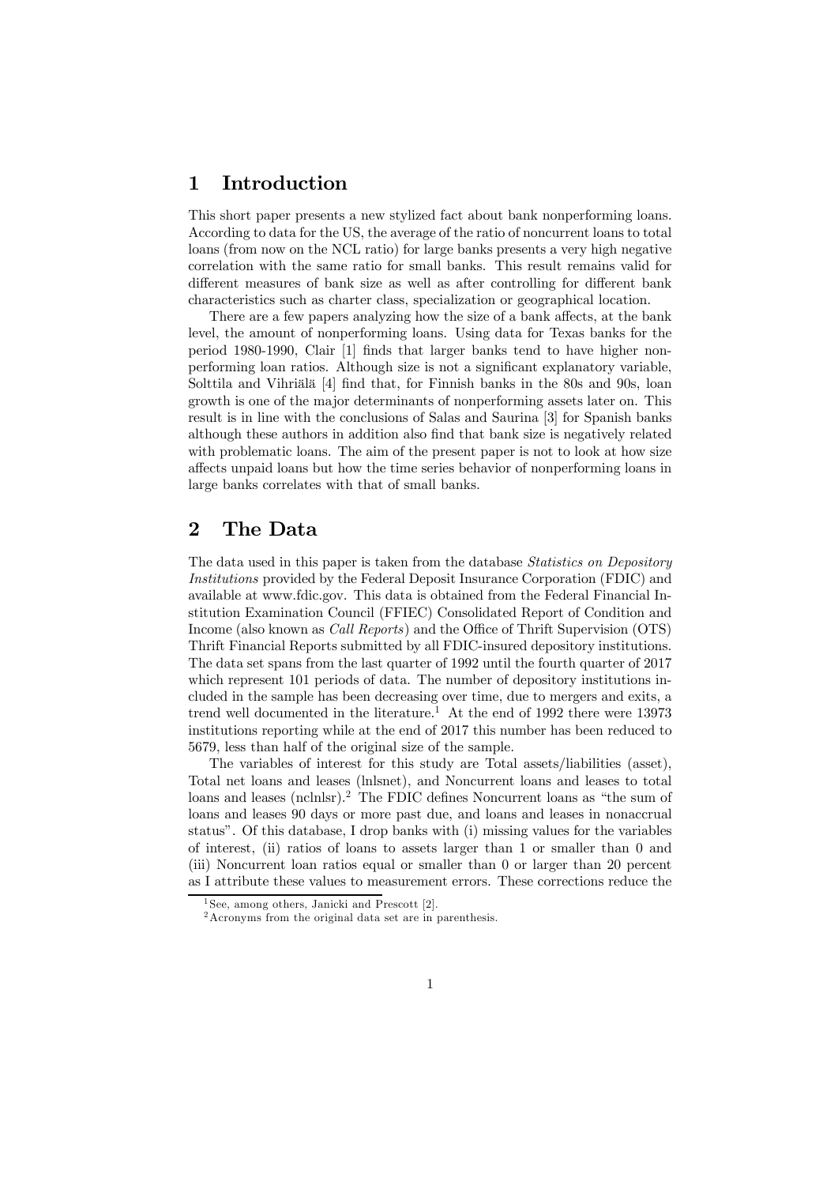# 1 Introduction

This short paper presents a new stylized fact about bank nonperforming loans. According to data for the US, the average of the ratio of noncurrent loans to total loans (from now on the NCL ratio) for large banks presents a very high negative correlation with the same ratio for small banks. This result remains valid for different measures of bank size as well as after controlling for different bank characteristics such as charter class, specialization or geographical location.

There are a few papers analyzing how the size of a bank affects, at the bank level, the amount of nonperforming loans. Using data for Texas banks for the period 1980-1990, Clair [1] finds that larger banks tend to have higher nonperforming loan ratios. Although size is not a significant explanatory variable, Solttila and Vihriälä [4] find that, for Finnish banks in the 80s and 90s, loan growth is one of the major determinants of nonperforming assets later on. This result is in line with the conclusions of Salas and Saurina [3] for Spanish banks although these authors in addition also find that bank size is negatively related with problematic loans. The aim of the present paper is not to look at how size affects unpaid loans but how the time series behavior of nonperforming loans in large banks correlates with that of small banks.

# 2 The Data

The data used in this paper is taken from the database *Statistics on Depository Institutions* provided by the Federal Deposit Insurance Corporation (FDIC) and available at www.fdic.gov. This data is obtained from the Federal Financial Institution Examination Council (FFIEC) Consolidated Report of Condition and Income (also known as *Call Reports*) and the Office of Thrift Supervision (OTS) Thrift Financial Reports submitted by all FDIC-insured depository institutions. The data set spans from the last quarter of 1992 until the fourth quarter of 2017 which represent 101 periods of data. The number of depository institutions included in the sample has been decreasing over time, due to mergers and exits, a trend well documented in the literature.[1] At the end of 1992 there were 13973 institutions reporting while at the end of 2017 this number has been reduced to 5679, less than half of the original size of the sample.

The variables of interest for this study are Total assets/liabilities (asset), Total net loans and leases (lnlsnet), and Noncurrent loans and leases to total loans and leases (nclnlsr).[2] The FDIC defines Noncurrent loans as "the sum of loans and leases 90 days or more past due, and loans and leases in nonaccrual status". Of this database, I drop banks with (i) missing values for the variables of interest, (ii) ratios of loans to assets larger than 1 or smaller than 0 and (iii) Noncurrent loan ratios equal or smaller than 0 or larger than 20 percent as I attribute these values to measurement errors. These corrections reduce the

[1] See, among others, Janicki and Prescott [2].

[2] Acronyms from the original data set are in parenthesis.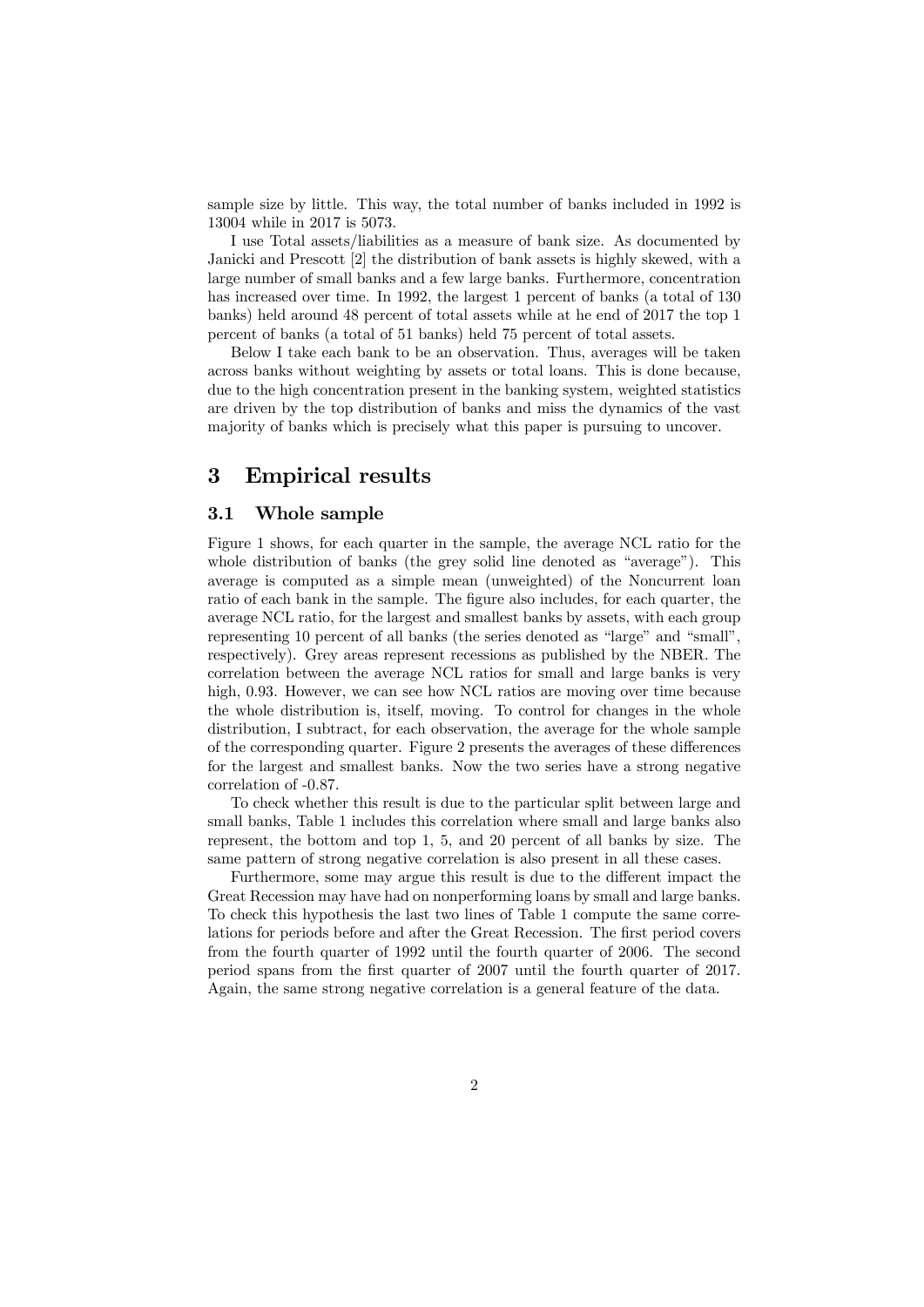sample size by little. This way, the total number of banks included in 1992 is 13004 while in 2017 is 5073.

I use Total assets/liabilities as a measure of bank size. As documented by Janicki and Prescott [2] the distribution of bank assets is highly skewed, with a large number of small banks and a few large banks. Furthermore, concentration has increased over time. In 1992, the largest 1 percent of banks (a total of 130 banks) held around 48 percent of total assets while at he end of 2017 the top 1 percent of banks (a total of 51 banks) held 75 percent of total assets.

Below I take each bank to be an observation. Thus, averages will be taken across banks without weighting by assets or total loans. This is done because, due to the high concentration present in the banking system, weighted statistics are driven by the top distribution of banks and miss the dynamics of the vast majority of banks which is precisely what this paper is pursuing to uncover.

# 3 Empirical results

## 3.1 Whole sample

Figure 1 shows, for each quarter in the sample, the average NCL ratio for the whole distribution of banks (the grey solid line denoted as "average"). This average is computed as a simple mean (unweighted) of the Noncurrent loan ratio of each bank in the sample. The figure also includes, for each quarter, the average NCL ratio, for the largest and smallest banks by assets, with each group representing 10 percent of all banks (the series denoted as "large" and "small", respectively). Grey areas represent recessions as published by the NBER. The correlation between the average NCL ratios for small and large banks is very high, 0.93. However, we can see how NCL ratios are moving over time because the whole distribution is, itself, moving. To control for changes in the whole distribution, I subtract, for each observation, the average for the whole sample of the corresponding quarter. Figure 2 presents the averages of these differences for the largest and smallest banks. Now the two series have a strong negative correlation of -0.87.

To check whether this result is due to the particular split between large and small banks, Table 1 includes this correlation where small and large banks also represent, the bottom and top 1, 5, and 20 percent of all banks by size. The same pattern of strong negative correlation is also present in all these cases.

Furthermore, some may argue this result is due to the different impact the Great Recession may have had on nonperforming loans by small and large banks. To check this hypothesis the last two lines of Table 1 compute the same correlations for periods before and after the Great Recession. The first period covers from the fourth quarter of 1992 until the fourth quarter of 2006. The second period spans from the first quarter of 2007 until the fourth quarter of 2017. Again, the same strong negative correlation is a general feature of the data.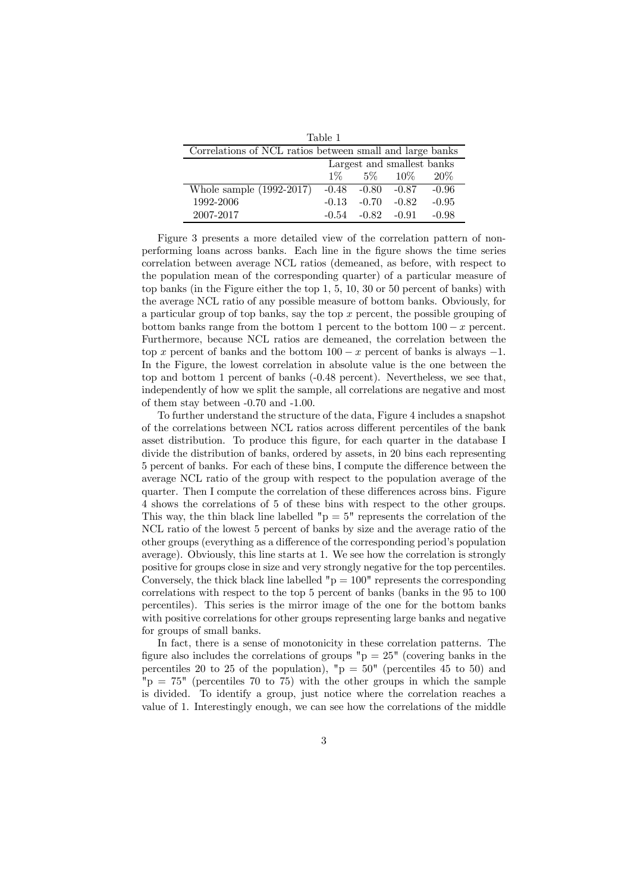Table 1

| Correlations of NCL ratios between small and large banks | | | | |
|---|---|---|---|---|
| | Largest and smallest banks | | | |
| | 1% | 5% | 10% | 20% |
| Whole sample (1992-2017) | -0.48 | -0.80 | -0.87 | -0.96 |
| 1992-2006 | -0.13 | -0.70 | -0.82 | -0.95 |
| 2007-2017 | -0.54 | -0.82 | -0.91 | -0.98 |

Figure 3 presents a more detailed view of the correlation pattern of non-performing loans across banks. Each line in the figure shows the time series correlation between average NCL ratios (demeaned, as before, with respect to the population mean of the corresponding quarter) of a particular measure of top banks (in the Figure either the top 1, 5, 10, 30 or 50 percent of banks) with the average NCL ratio of any possible measure of bottom banks. Obviously, for a particular group of top banks, say the top $x$ percent, the possible grouping of bottom banks range from the bottom 1 percent to the bottom $100 - x$ percent. Furthermore, because NCL ratios are demeaned, the correlation between the top $x$ percent of banks and the bottom $100 - x$ percent of banks is always $-1$. In the Figure, the lowest correlation in absolute value is the one between the top and bottom 1 percent of banks (-0.48 percent). Nevertheless, we see that, independently of how we split the sample, all correlations are negative and most of them stay between -0.70 and -1.00.

To further understand the structure of the data, Figure 4 includes a snapshot of the correlations between NCL ratios across different percentiles of the bank asset distribution. To produce this figure, for each quarter in the database I divide the distribution of banks, ordered by assets, in 20 bins each representing 5 percent of banks. For each of these bins, I compute the difference between the average NCL ratio of the group with respect to the population average of the quarter. Then I compute the correlation of these differences across bins. Figure 4 shows the correlations of 5 of these bins with respect to the other groups. This way, the thin black line labelled "p = 5" represents the correlation of the NCL ratio of the lowest 5 percent of banks by size and the average ratio of the other groups (everything as a difference of the corresponding period's population average). Obviously, this line starts at 1. We see how the correlation is strongly positive for groups close in size and very strongly negative for the top percentiles. Conversely, the thick black line labelled "p = 100" represents the corresponding correlations with respect to the top 5 percent of banks (banks in the 95 to 100 percentiles). This series is the mirror image of the one for the bottom banks with positive correlations for other groups representing large banks and negative for groups of small banks.

In fact, there is a sense of monotonicity in these correlation patterns. The figure also includes the correlations of groups "p = 25" (covering banks in the percentiles 20 to 25 of the population), "p = 50" (percentiles 45 to 50) and "p = 75" (percentiles 70 to 75) with the other groups in which the sample is divided. To identify a group, just notice where the correlation reaches a value of 1. Interestingly enough, we can see how the correlations of the middle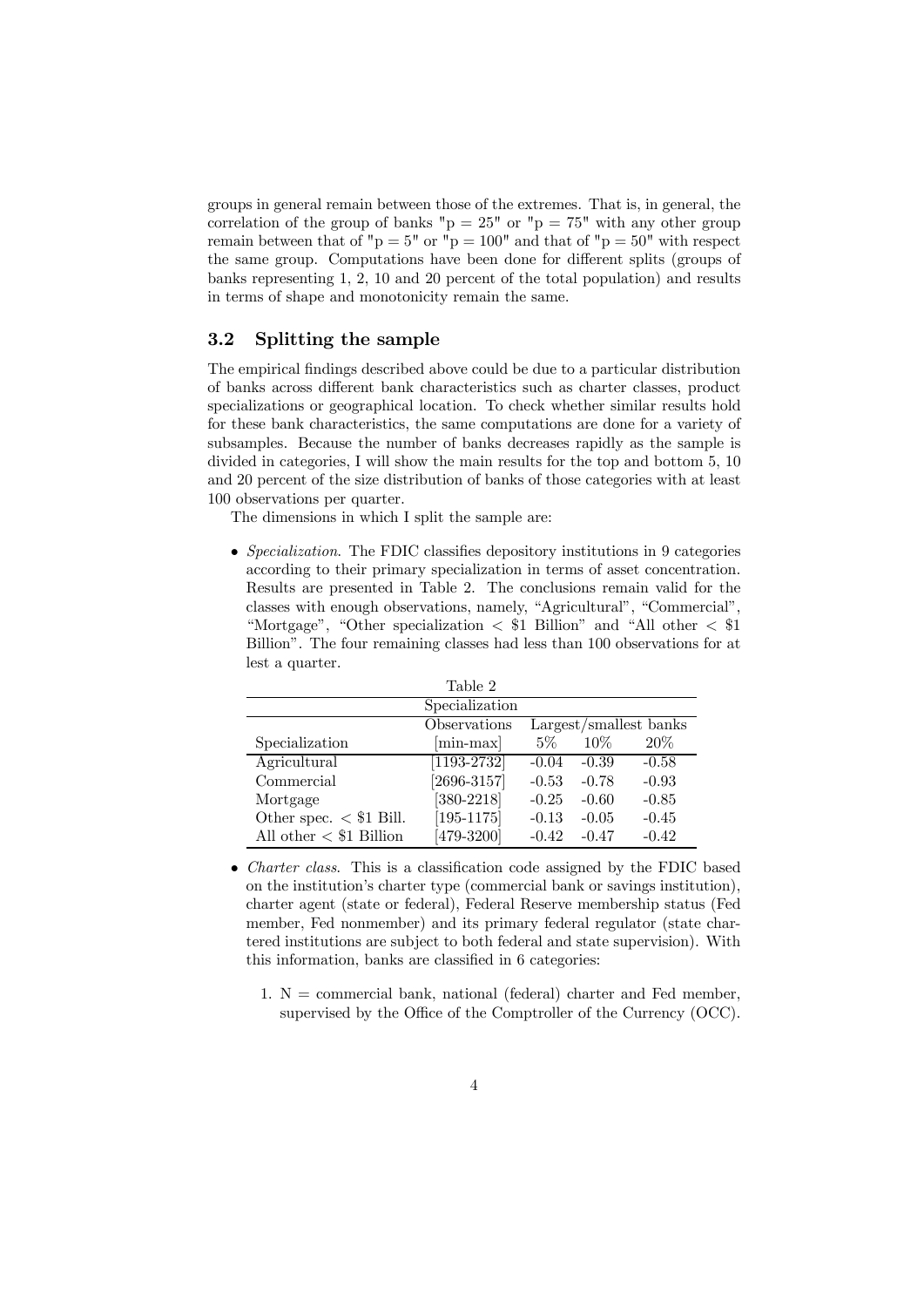groups in general remain between those of the extremes. That is, in general, the correlation of the group of banks "p = 25" or "p = 75" with any other group remain between that of "p = 5" or "p = 100" and that of "p = 50" with respect the same group. Computations have been done for different splits (groups of banks representing 1, 2, 10 and 20 percent of the total population) and results in terms of shape and monotonicity remain the same.

### 3.2 Splitting the sample

The empirical findings described above could be due to a particular distribution of banks across different bank characteristics such as charter classes, product specializations or geographical location. To check whether similar results hold for these bank characteristics, the same computations are done for a variety of subsamples. Because the number of banks decreases rapidly as the sample is divided in categories, I will show the main results for the top and bottom 5, 10 and 20 percent of the size distribution of banks of those categories with at least 100 observations per quarter.

The dimensions in which I split the sample are:

- *Specialization*. The FDIC classifies depository institutions in 9 categories according to their primary specialization in terms of asset concentration. Results are presented in Table 2. The conclusions remain valid for the classes with enough observations, namely, "Agricultural", "Commercial", "Mortgage", "Other specialization < $1 Billion" and "All other < $1 Billion". The four remaining classes had less than 100 observations for at lest a quarter.

Table 2

| Specialization | | | | |
|---|---|---|---|---|
| | Observations | Largest/smallest banks | | |
| Specialization | [min-max] | 5% | 10% | 20% |
| Agricultural | [1193-2732] | -0.04 | -0.39 | -0.58 |
| Commercial | [2696-3157] | -0.53 | -0.78 | -0.93 |
| Mortgage | [380-2218] | -0.25 | -0.60 | -0.85 |
| Other spec. < $1 Bill. | [195-1175] | -0.13 | -0.05 | -0.45 |
| All other < $1 Billion | [479-3200] | -0.42 | -0.47 | -0.42 |

- *Charter class*. This is a classification code assigned by the FDIC based on the institution's charter type (commercial bank or savings institution), charter agent (state or federal), Federal Reserve membership status (Fed member, Fed nonmember) and its primary federal regulator (state chartered institutions are subject to both federal and state supervision). With this information, banks are classified in 6 categories:

  1. N = commercial bank, national (federal) charter and Fed member, supervised by the Office of the Comptroller of the Currency (OCC).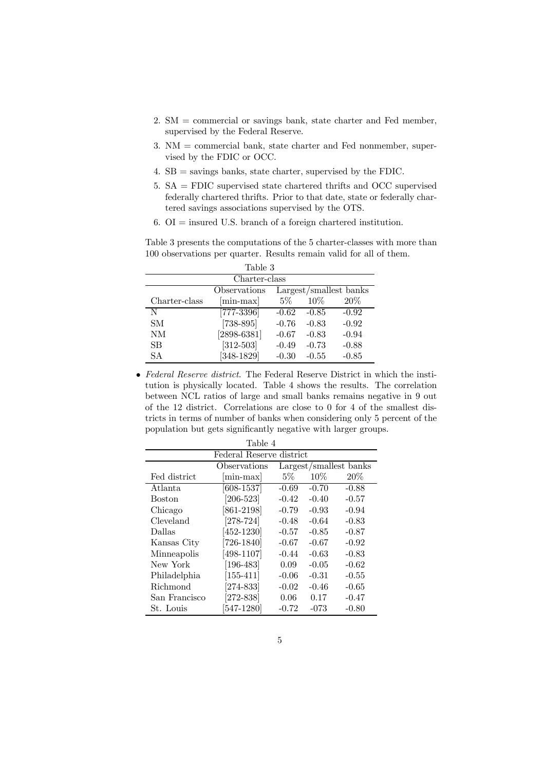2. SM = commercial or savings bank, state charter and Fed member, supervised by the Federal Reserve.
3. NM = commercial bank, state charter and Fed nonmember, supervised by the FDIC or OCC.
4. SB = savings banks, state charter, supervised by the FDIC.
5. SA = FDIC supervised state chartered thrifts and OCC supervised federally chartered thrifts. Prior to that date, state or federally chartered savings associations supervised by the OTS.
6. OI = insured U.S. branch of a foreign chartered institution.

Table 3 presents the computations of the 5 charter-classes with more than 100 observations per quarter. Results remain valid for all of them.

Table 3

| Charter-class | | | | |
|---|---|---|---|---|
| | Observations | Largest/smallest banks | | |
| Charter-class | [min-max] | 5% | 10% | 20% |
| N | [777-3396] | -0.62 | -0.85 | -0.92 |
| SM | [738-895] | -0.76 | -0.83 | -0.92 |
| NM | [2898-6381] | -0.67 | -0.83 | -0.94 |
| SB | [312-503] | -0.49 | -0.73 | -0.88 |
| SA | [348-1829] | -0.30 | -0.55 | -0.85 |

- *Federal Reserve district*. The Federal Reserve District in which the institution is physically located. Table 4 shows the results. The correlation between NCL ratios of large and small banks remains negative in 9 out of the 12 district. Correlations are close to 0 for 4 of the smallest districts in terms of number of banks when considering only 5 percent of the population but gets significantly negative with larger groups.

Table 4

| Federal Reserve district | | | | |
|---|---|---|---|---|
| | Observations | Largest/smallest banks | | |
| Fed district | [min-max] | 5% | 10% | 20% |
| Atlanta | [608-1537] | -0.69 | -0.70 | -0.88 |
| Boston | [206-523] | -0.42 | -0.40 | -0.57 |
| Chicago | [861-2198] | -0.79 | -0.93 | -0.94 |
| Cleveland | [278-724] | -0.48 | -0.64 | -0.83 |
| Dallas | [452-1230] | -0.57 | -0.85 | -0.87 |
| Kansas City | [726-1840] | -0.67 | -0.67 | -0.92 |
| Minneapolis | [498-1107] | -0.44 | -0.63 | -0.83 |
| New York | [196-483] | 0.09 | -0.05 | -0.62 |
| Philadelphia | [155-411] | -0.06 | -0.31 | -0.55 |
| Richmond | [274-833] | -0.02 | -0.46 | -0.65 |
| San Francisco | [272-838] | 0.06 | 0.17 | -0.47 |
| St. Louis | [547-1280] | -0.72 | -073 | -0.80 |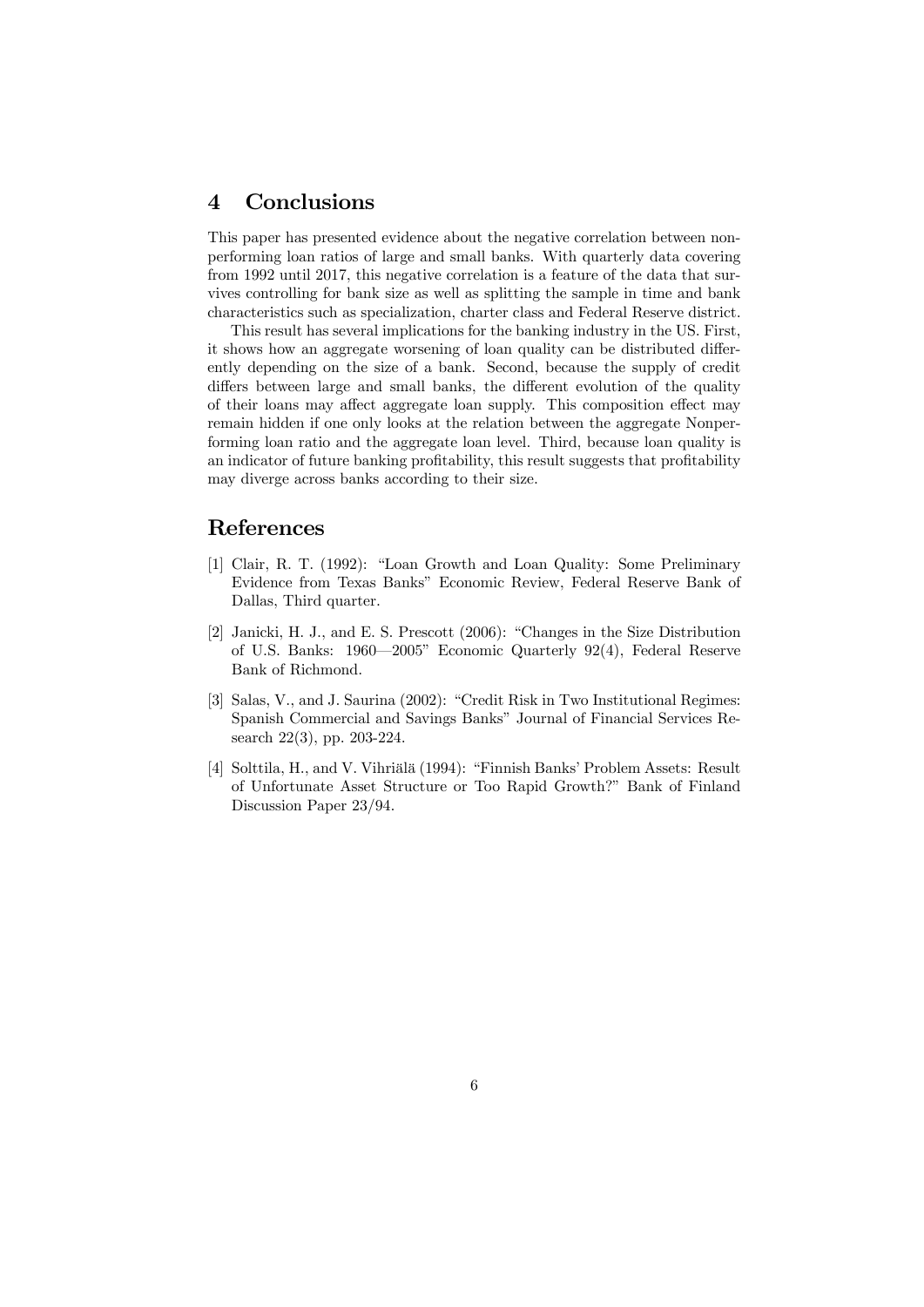## 4 Conclusions

This paper has presented evidence about the negative correlation between nonperforming loan ratios of large and small banks. With quarterly data covering from 1992 until 2017, this negative correlation is a feature of the data that survives controlling for bank size as well as splitting the sample in time and bank characteristics such as specialization, charter class and Federal Reserve district.

This result has several implications for the banking industry in the US. First, it shows how an aggregate worsening of loan quality can be distributed differently depending on the size of a bank. Second, because the supply of credit differs between large and small banks, the different evolution of the quality of their loans may affect aggregate loan supply. This composition effect may remain hidden if one only looks at the relation between the aggregate Nonperforming loan ratio and the aggregate loan level. Third, because loan quality is an indicator of future banking profitability, this result suggests that profitability may diverge across banks according to their size.

## References

[1] Clair, R. T. (1992): "Loan Growth and Loan Quality: Some Preliminary Evidence from Texas Banks" Economic Review, Federal Reserve Bank of Dallas, Third quarter.

[2] Janicki, H. J., and E. S. Prescott (2006): "Changes in the Size Distribution of U.S. Banks: 1960—2005" Economic Quarterly 92(4), Federal Reserve Bank of Richmond.

[3] Salas, V., and J. Saurina (2002): "Credit Risk in Two Institutional Regimes: Spanish Commercial and Savings Banks" Journal of Financial Services Research 22(3), pp. 203-224.

[4] Solttila, H., and V. Vihriälä (1994): "Finnish Banks' Problem Assets: Result of Unfortunate Asset Structure or Too Rapid Growth?" Bank of Finland Discussion Paper 23/94.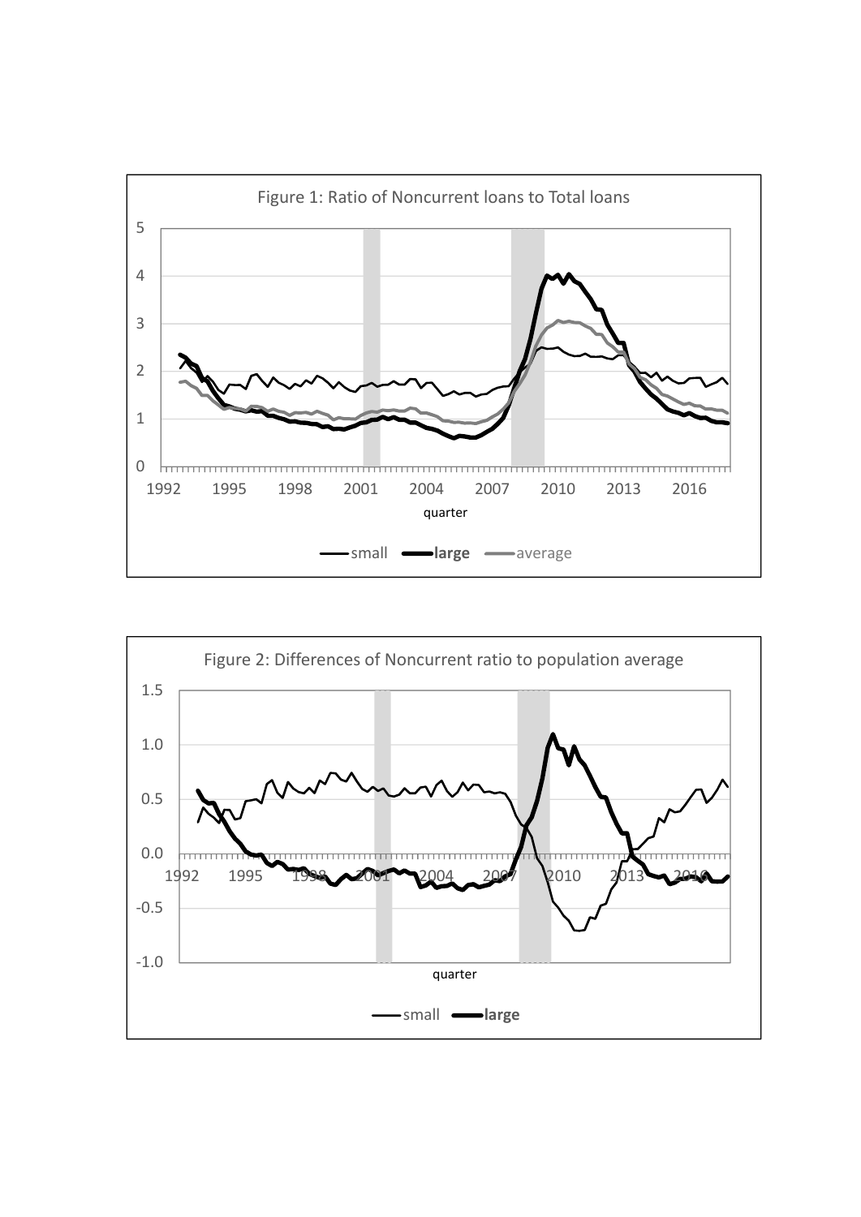Figure 1: Ratio of Noncurrent loans to Total loans

Figure 2: Differences of Noncurrent ratio to population average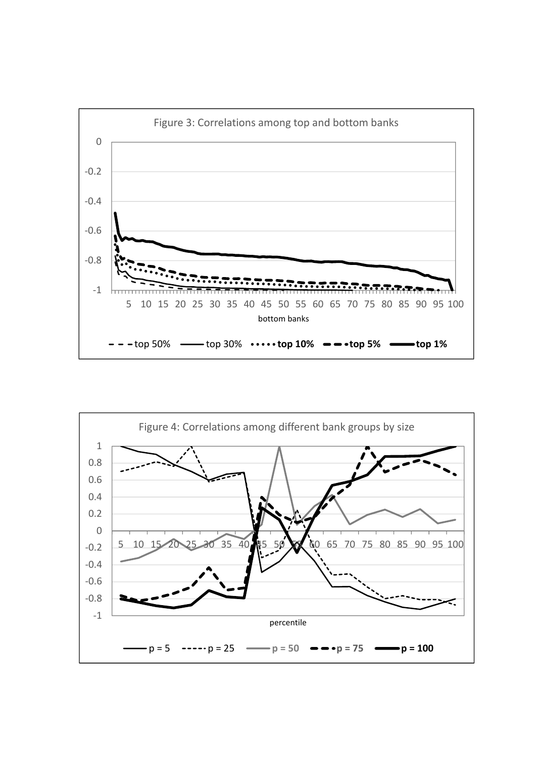Figure 3: Correlations among top and bottom banks

0
-0.2
-0.4
-0.6
-0.8
-1

5 10 15 20 25 30 35 40 45 50 55 60 65 70 75 80 85 90 95 100

bottom banks

top 50% top 30% **top 10%** **top 5%** **top 1%**

Figure 4: Correlations among different bank groups by size

1
0.8
0.6
0.4
0.2
0
-0.2
-0.4
-0.6
-0.8
-1

5 10 15 20 25 30 35 40 45 50 55 60 65 70 75 80 85 90 95 100

percentile

p = 5 p = 25 **p = 50** **p = 75** **p = 100**